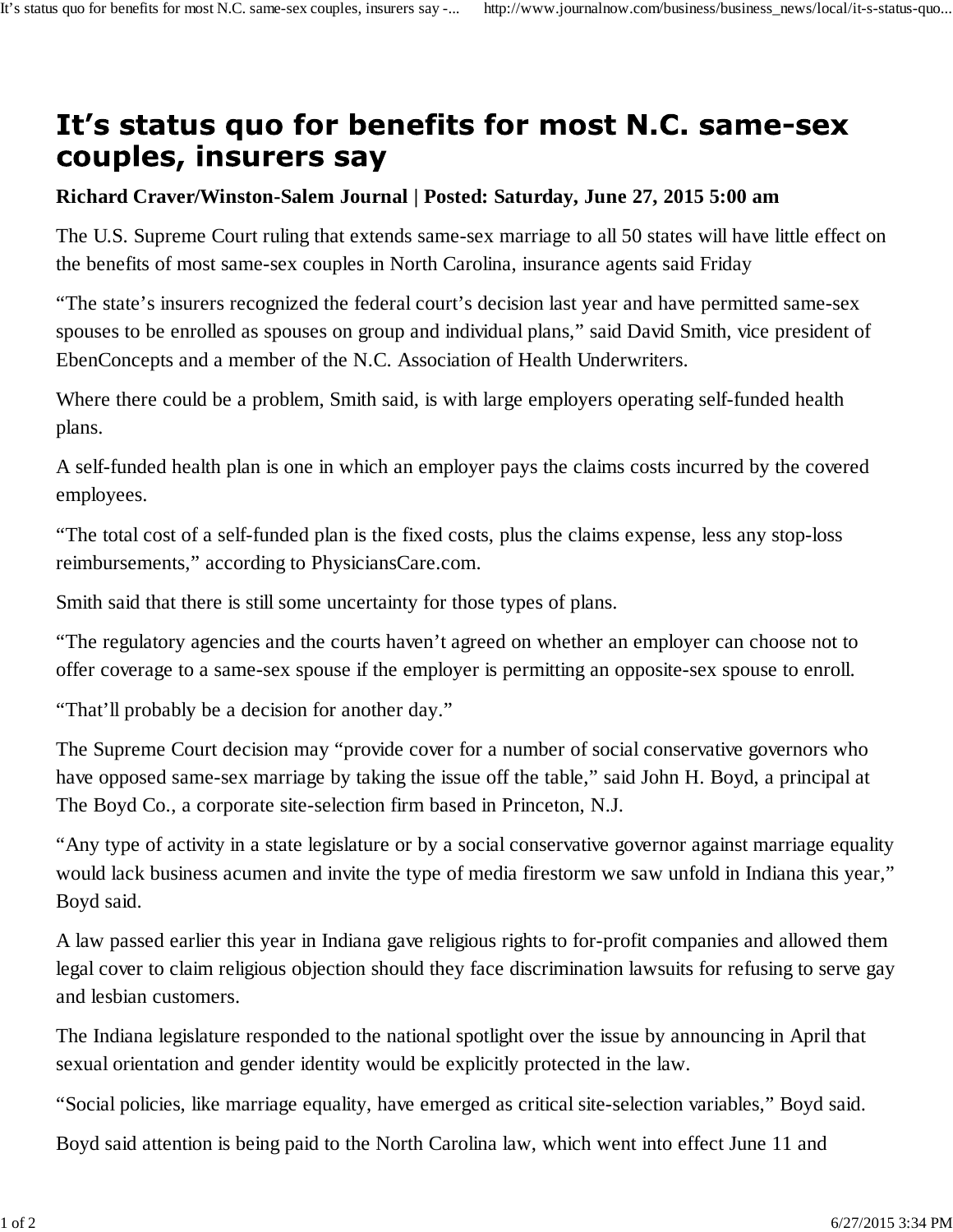# It's status quo for benefits for most N.C. same-sex couples, insurers say

**Richard Craver/Winston-Salem Journal | Posted: Saturday, June 27, 2015 5:00 am**

The U.S. Supreme Court ruling that extends same-sex marriage to all 50 states will have little effect on the benefits of most same-sex couples in North Carolina, insurance agents said Friday

"The state's insurers recognized the federal court's decision last year and have permitted same-sex spouses to be enrolled as spouses on group and individual plans," said David Smith, vice president of EbenConcepts and a member of the N.C. Association of Health Underwriters.

Where there could be a problem, Smith said, is with large employers operating self-funded health plans.

A self-funded health plan is one in which an employer pays the claims costs incurred by the covered employees.

"The total cost of a self-funded plan is the fixed costs, plus the claims expense, less any stop-loss reimbursements," according to PhysiciansCare.com.

Smith said that there is still some uncertainty for those types of plans.

"The regulatory agencies and the courts haven't agreed on whether an employer can choose not to offer coverage to a same-sex spouse if the employer is permitting an opposite-sex spouse to enroll.

"That'll probably be a decision for another day."

The Supreme Court decision may "provide cover for a number of social conservative governors who have opposed same-sex marriage by taking the issue off the table," said John H. Boyd, a principal at The Boyd Co., a corporate site-selection firm based in Princeton, N.J.

"Any type of activity in a state legislature or by a social conservative governor against marriage equality would lack business acumen and invite the type of media firestorm we saw unfold in Indiana this year," Boyd said.

A law passed earlier this year in Indiana gave religious rights to for-profit companies and allowed them legal cover to claim religious objection should they face discrimination lawsuits for refusing to serve gay and lesbian customers.

The Indiana legislature responded to the national spotlight over the issue by announcing in April that sexual orientation and gender identity would be explicitly protected in the law.

"Social policies, like marriage equality, have emerged as critical site-selection variables," Boyd said.

Boyd said attention is being paid to the North Carolina law, which went into effect June 11 and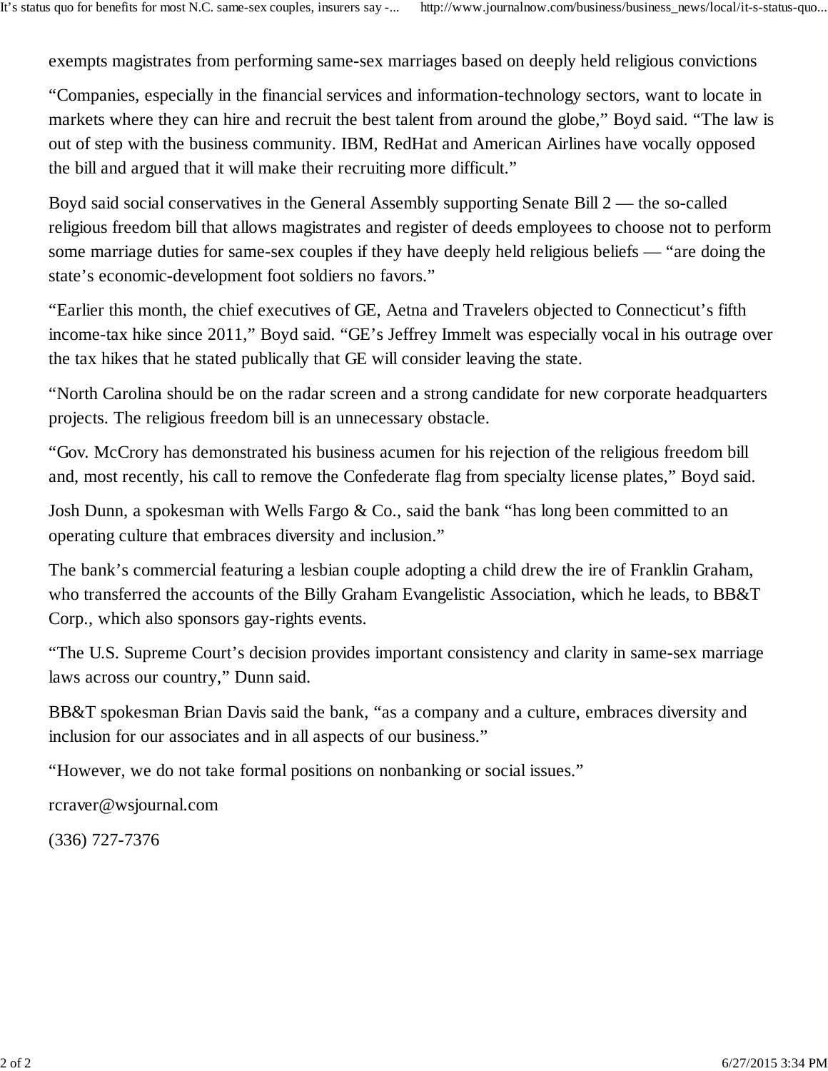exempts magistrates from performing same-sex marriages based on deeply held religious convictions

"Companies, especially in the financial services and information-technology sectors, want to locate in markets where they can hire and recruit the best talent from around the globe," Boyd said. "The law is out of step with the business community. IBM, RedHat and American Airlines have vocally opposed the bill and argued that it will make their recruiting more difficult."

Boyd said social conservatives in the General Assembly supporting Senate Bill 2 — the so-called religious freedom bill that allows magistrates and register of deeds employees to choose not to perform some marriage duties for same-sex couples if they have deeply held religious beliefs — "are doing the state's economic-development foot soldiers no favors."

"Earlier this month, the chief executives of GE, Aetna and Travelers objected to Connecticut's fifth income-tax hike since 2011," Boyd said. "GE's Jeffrey Immelt was especially vocal in his outrage over the tax hikes that he stated publically that GE will consider leaving the state.

"North Carolina should be on the radar screen and a strong candidate for new corporate headquarters projects. The religious freedom bill is an unnecessary obstacle.

"Gov. McCrory has demonstrated his business acumen for his rejection of the religious freedom bill and, most recently, his call to remove the Confederate flag from specialty license plates," Boyd said.

Josh Dunn, a spokesman with Wells Fargo & Co., said the bank "has long been committed to an operating culture that embraces diversity and inclusion."

The bank's commercial featuring a lesbian couple adopting a child drew the ire of Franklin Graham, who transferred the accounts of the Billy Graham Evangelistic Association, which he leads, to BB&T Corp., which also sponsors gay-rights events.

"The U.S. Supreme Court's decision provides important consistency and clarity in same-sex marriage laws across our country," Dunn said.

BB&T spokesman Brian Davis said the bank, "as a company and a culture, embraces diversity and inclusion for our associates and in all aspects of our business."

"However, we do not take formal positions on nonbanking or social issues."

rcraver@wsjournal.com

(336) 727-7376